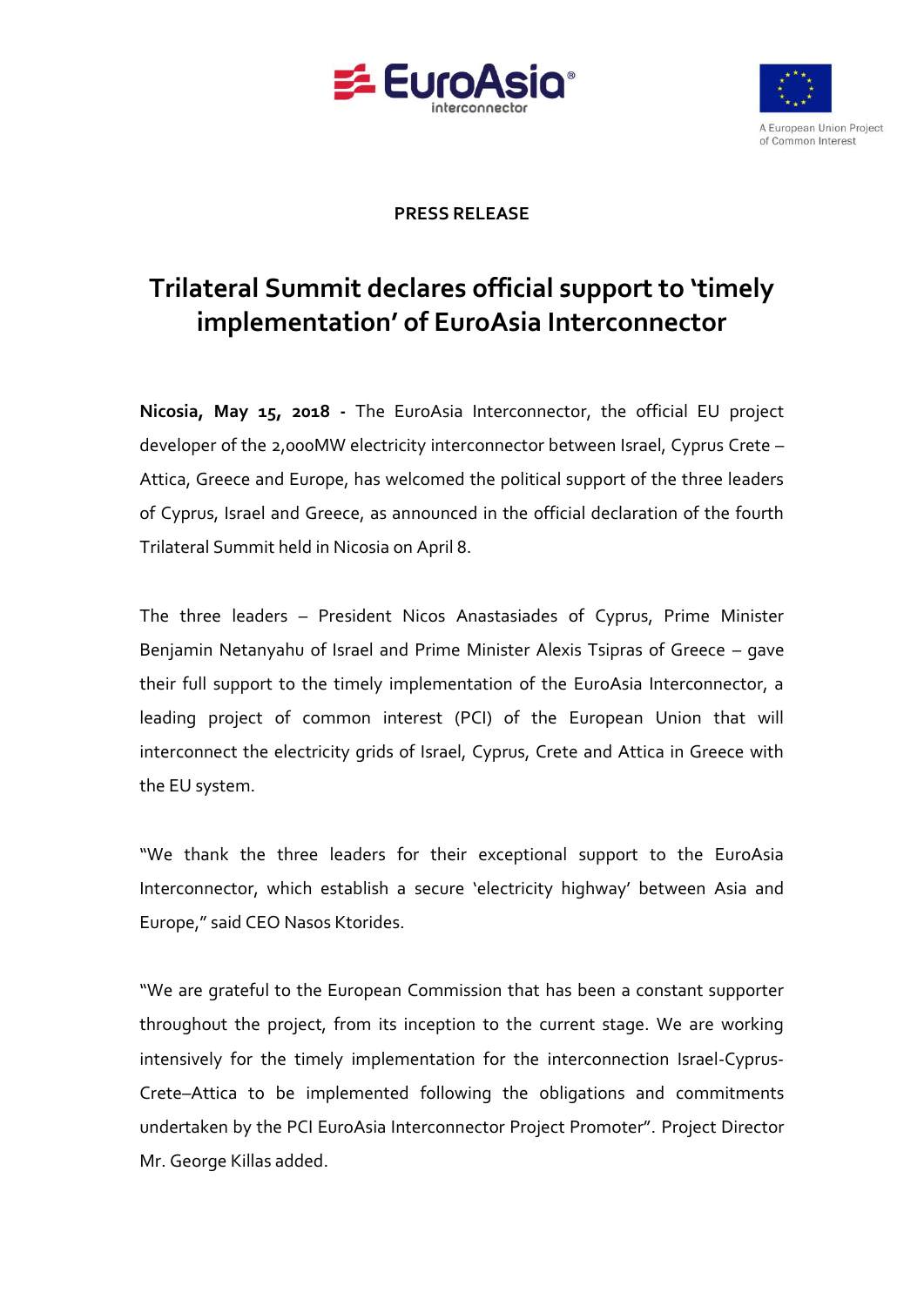PRESS RELEASE

# Trilateral Summit declares official support to 'timely implementation' of EuroAsia Interconnector

**Nicosia, May 15, 2018 -** The EuroAsia Interconnector, the official EU project developer of the 2,000MW electricity interconnector between Israel, Cyprus Crete – Attica, Greece and Europe, has welcomed the political support of the three leaders of Cyprus, Israel and Greece, as announced in the official declaration of the fourth Trilateral Summit held in Nicosia on April 8.

The three leaders – President Nicos Anastasiades of Cyprus, Prime Minister Benjamin Netanyahu of Israel and Prime Minister Alexis Tsipras of Greece – gave their full support to the timely implementation of the EuroAsia Interconnector, a leading project of common interest (PCI) of the European Union that will interconnect the electricity grids of Israel, Cyprus, Crete and Attica in Greece with the EU system.

"We thank the three leaders for their exceptional support to the EuroAsia Interconnector, which establish a secure 'electricity highway' between Asia and Europe," said CEO Nasos Ktorides.

"We are grateful to the European Commission that has been a constant supporter throughout the project, from its inception to the current stage. We are working intensively for the timely implementation for the interconnection Israel-Cyprus-Crete–Attica to be implemented following the obligations and commitments undertaken by the PCI EuroAsia Interconnector Project Promoter". Project Director Mr. George Killas added.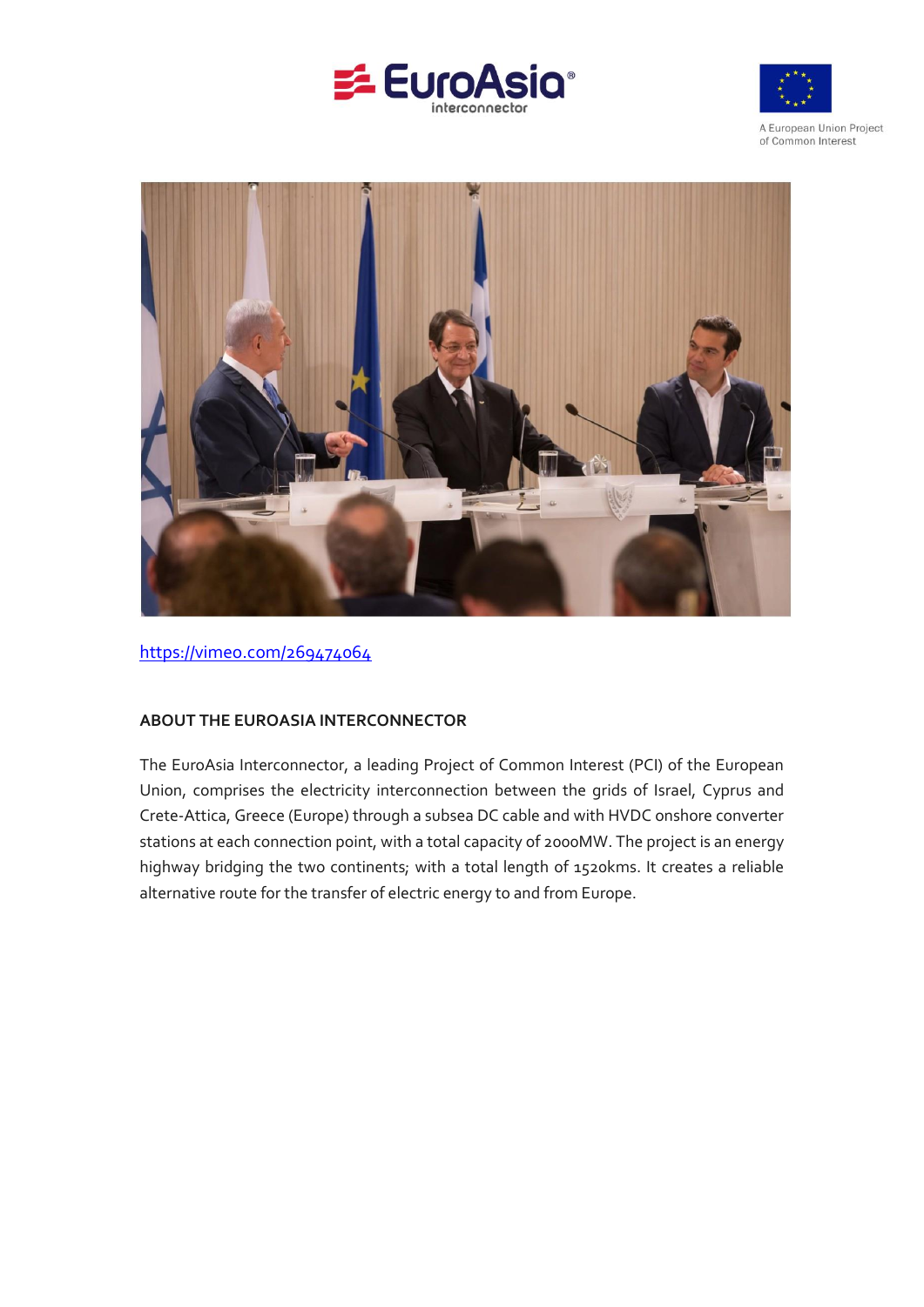https://vimeo.com/269474064

## ABOUT THE EUROASIA INTERCONNECTOR

The EuroAsia Interconnector, a leading Project of Common Interest (PCI) of the European Union, comprises the electricity interconnection between the grids of Israel, Cyprus and Crete-Attica, Greece (Europe) through a subsea DC cable and with HVDC onshore converter stations at each connection point, with a total capacity of 2000MW. The project is an energy highway bridging the two continents; with a total length of 1520kms. It creates a reliable alternative route for the transfer of electric energy to and from Europe.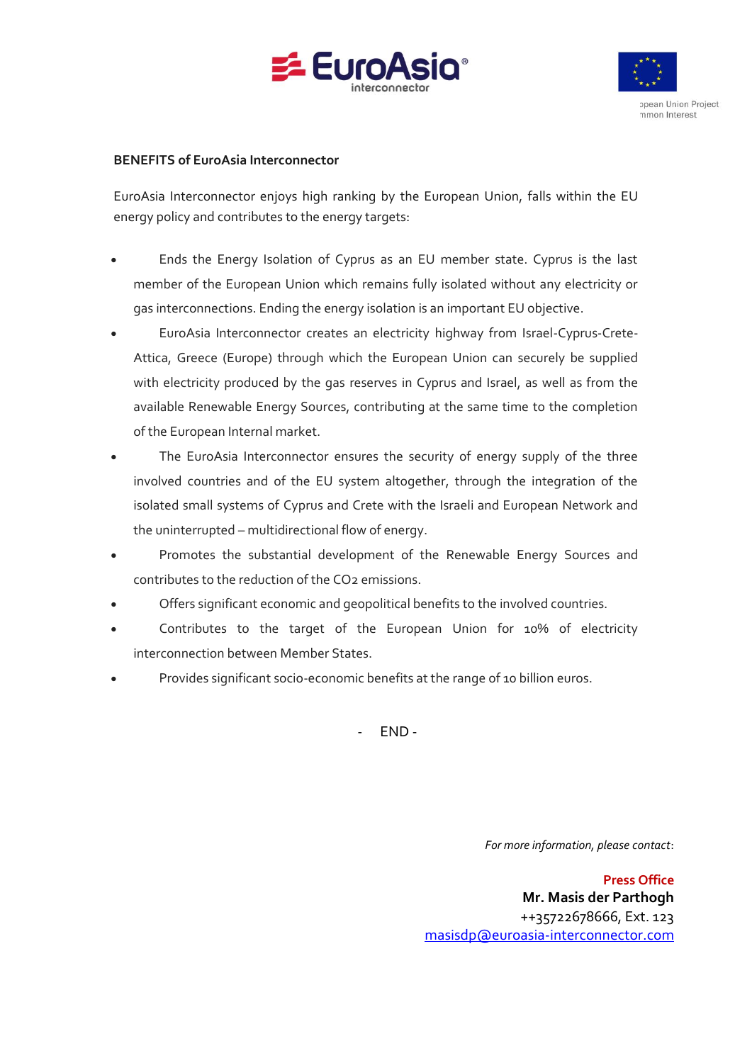## BENEFITS of EuroAsia Interconnector

EuroAsia Interconnector enjoys high ranking by the European Union, falls within the EU energy policy and contributes to the energy targets:

- Ends the Energy Isolation of Cyprus as an EU member state. Cyprus is the last member of the European Union which remains fully isolated without any electricity or gas interconnections. Ending the energy isolation is an important EU objective.
- EuroAsia Interconnector creates an electricity highway from Israel-Cyprus-Crete-Attica, Greece (Europe) through which the European Union can securely be supplied with electricity produced by the gas reserves in Cyprus and Israel, as well as from the available Renewable Energy Sources, contributing at the same time to the completion of the European Internal market.
- The EuroAsia Interconnector ensures the security of energy supply of the three involved countries and of the EU system altogether, through the integration of the isolated small systems of Cyprus and Crete with the Israeli and European Network and the uninterrupted – multidirectional flow of energy.
- Promotes the substantial development of the Renewable Energy Sources and contributes to the reduction of the $CO_2$ emissions.
- Offers significant economic and geopolitical benefits to the involved countries.
- Contributes to the target of the European Union for 10% of electricity interconnection between Member States.
- Provides significant socio-economic benefits at the range of 10 billion euros.

\- END -

*For more information, please contact*:

**Press Office**
**Mr. Masis der Parthogh**
++35722678666, Ext. 123
masisdp@euroasia-interconnector.com